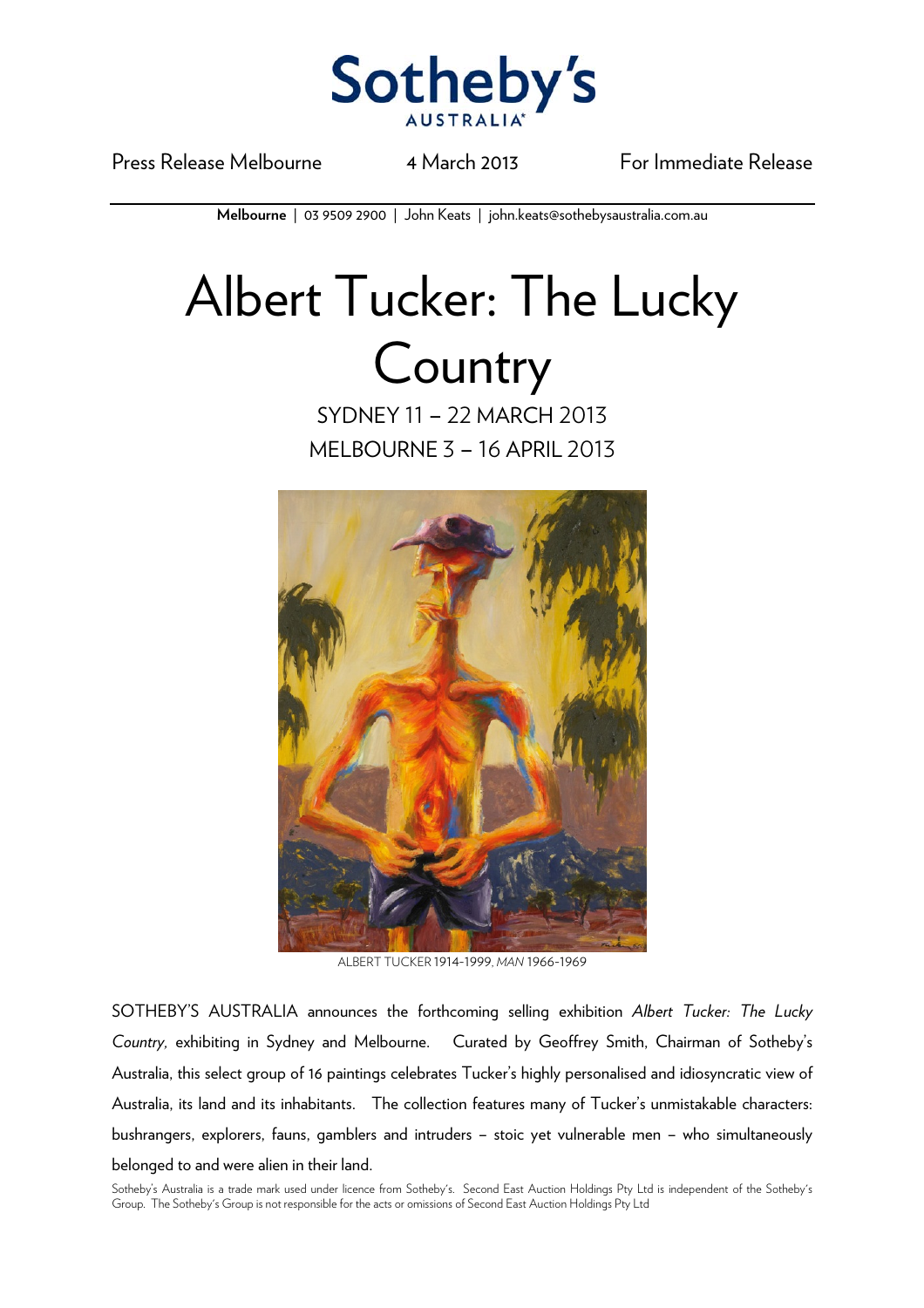Press Release Melbourne 4 March 2013 For Immediate Release

**Melbourne** | 03 9509 2900 | John Keats | john.keats@sothebysaustralia.com.au

# Albert Tucker: The Lucky Country

SYDNEY 11 – 22 MARCH 2013

MELBOURNE 3 – 16 APRIL 2013

ALBERT TUCKER 1914-1999, *MAN* 1966-1969

SOTHEBY'S AUSTRALIA announces the forthcoming selling exhibition *Albert Tucker: The Lucky Country,* exhibiting in Sydney and Melbourne. Curated by Geoffrey Smith, Chairman of Sotheby's Australia, this select group of 16 paintings celebrates Tucker's highly personalised and idiosyncratic view of Australia, its land and its inhabitants. The collection features many of Tucker's unmistakable characters: bushrangers, explorers, fauns, gamblers and intruders – stoic yet vulnerable men – who simultaneously belonged to and were alien in their land.

Sotheby's Australia is a trade mark used under licence from Sotheby's. Second East Auction Holdings Pty Ltd is independent of the Sotheby's Group. The Sotheby's Group is not responsible for the acts or omissions of Second East Auction Holdings Pty Ltd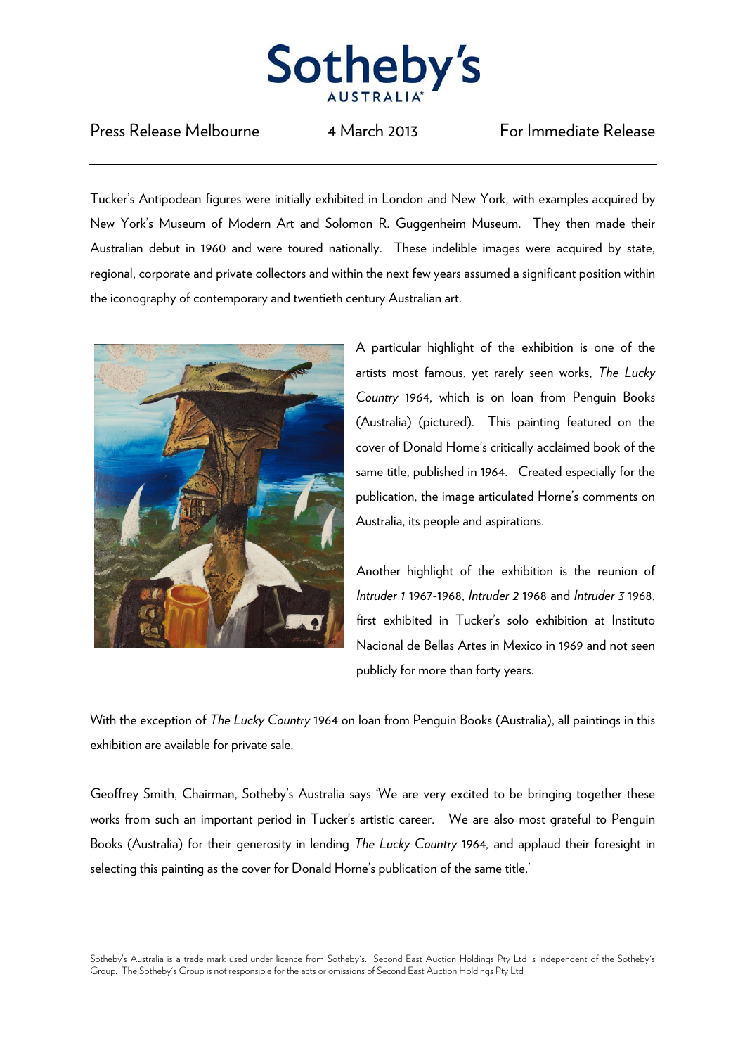Press Release Melbourne 4 March 2013 For Immediate Release

Tucker's Antipodean figures were initially exhibited in London and New York, with examples acquired by New York's Museum of Modern Art and Solomon R. Guggenheim Museum. They then made their Australian debut in 1960 and were toured nationally. These indelible images were acquired by state, regional, corporate and private collectors and within the next few years assumed a significant position within the iconography of contemporary and twentieth century Australian art.

A particular highlight of the exhibition is one of the artists most famous, yet rarely seen works, *The Lucky Country* 1964, which is on loan from Penguin Books (Australia) (pictured). This painting featured on the cover of Donald Horne's critically acclaimed book of the same title, published in 1964. Created especially for the publication, the image articulated Horne's comments on Australia, its people and aspirations.

Another highlight of the exhibition is the reunion of *Intruder 1* 1967-1968, *Intruder 2* 1968 and *Intruder 3* 1968, first exhibited in Tucker's solo exhibition at Instituto Nacional de Bellas Artes in Mexico in 1969 and not seen publicly for more than forty years.

With the exception of *The Lucky Country* 1964 on loan from Penguin Books (Australia), all paintings in this exhibition are available for private sale.

Geoffrey Smith, Chairman, Sotheby's Australia says 'We are very excited to be bringing together these works from such an important period in Tucker's artistic career. We are also most grateful to Penguin Books (Australia) for their generosity in lending *The Lucky Country* 1964, and applaud their foresight in selecting this painting as the cover for Donald Horne's publication of the same title.'

Sotheby's Australia is a trade mark used under licence from Sotheby's. Second East Auction Holdings Pty Ltd is independent of the Sotheby's Group. The Sotheby's Group is not responsible for the acts or omissions of Second East Auction Holdings Pty Ltd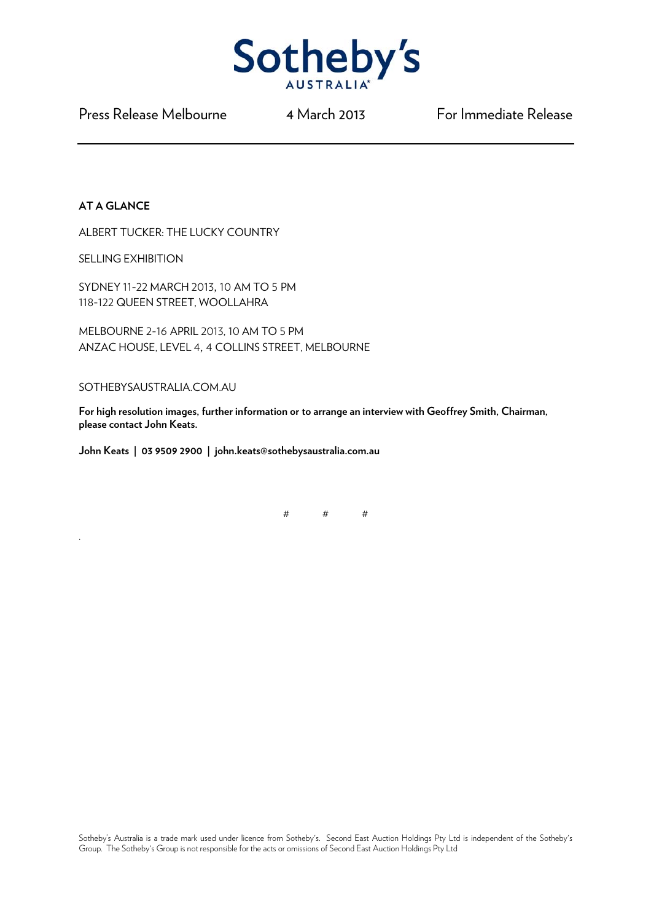Sotheby's AUSTRALIA

Press Release Melbourne 4 March 2013 For Immediate Release

**AT A GLANCE**

ALBERT TUCKER: THE LUCKY COUNTRY

SELLING EXHIBITION

SYDNEY 11-22 MARCH 2013, 10 AM TO 5 PM
118-122 QUEEN STREET, WOOLLAHRA

MELBOURNE 2-16 APRIL 2013, 10 AM TO 5 PM
ANZAC HOUSE, LEVEL 4, 4 COLLINS STREET, MELBOURNE

SOTHEBYSAUSTRALIA.COM.AU

**For high resolution images, further information or to arrange an interview with Geoffrey Smith, Chairman, please contact John Keats.**

**John Keats | 03 9509 2900 | john.keats@sothebysaustralia.com.au**

# # #

Sotheby's Australia is a trade mark used under licence from Sotheby's. Second East Auction Holdings Pty Ltd is independent of the Sotheby's Group. The Sotheby's Group is not responsible for the acts or omissions of Second East Auction Holdings Pty Ltd